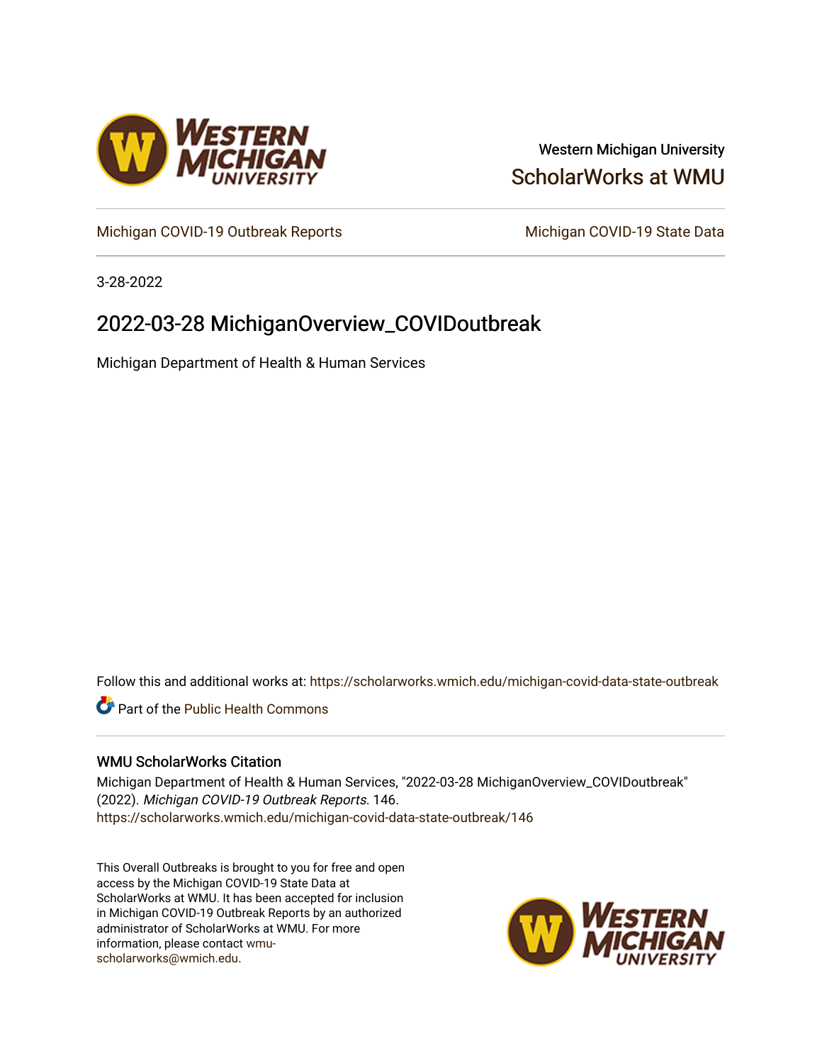Western Michigan University

ScholarWorks at WMU

Michigan COVID-19 Outbreak Reports

Michigan COVID-19 State Data

3-28-2022

# 2022-03-28 MichiganOverview_COVIDoutbreak

Michigan Department of Health & Human Services

Follow this and additional works at: https://scholarworks.wmich.edu/michigan-covid-data-state-outbreak

Part of the Public Health Commons

### WMU ScholarWorks Citation

Michigan Department of Health & Human Services, "2022-03-28 MichiganOverview_COVIDoutbreak" (2022). *Michigan COVID-19 Outbreak Reports*. 146.
https://scholarworks.wmich.edu/michigan-covid-data-state-outbreak/146

This Overall Outbreaks is brought to you for free and open access by the Michigan COVID-19 State Data at ScholarWorks at WMU. It has been accepted for inclusion in Michigan COVID-19 Outbreak Reports by an authorized administrator of ScholarWorks at WMU. For more information, please contact wmu-scholarworks@wmich.edu.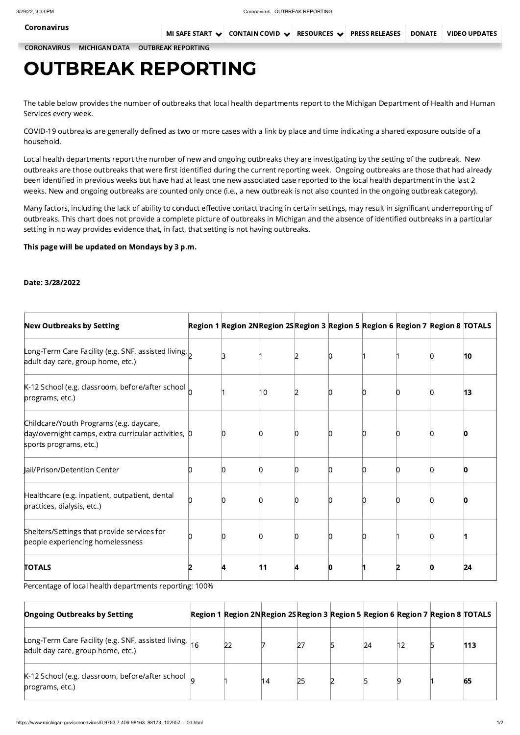Coronavirus

MI SAFE START | CONTAIN COVID | RESOURCES | PRESS RELEASES | DONATE | VIDEO UPDATES

CORONAVIRUS / MICHIGAN DATA / OUTBREAK REPORTING

# OUTBREAK REPORTING

The table below provides the number of outbreaks that local health departments report to the Michigan Department of Health and Human Services every week.

COVID-19 outbreaks are generally defined as two or more cases with a link by place and time indicating a shared exposure outside of a household.

Local health departments report the number of new and ongoing outbreaks they are investigating by the setting of the outbreak. New outbreaks are those outbreaks that were first identified during the current reporting week. Ongoing outbreaks are those that had already been identified in previous weeks but have had at least one new associated case reported to the local health department in the last 2 weeks. New and ongoing outbreaks are counted only once (i.e., a new outbreak is not also counted in the ongoing outbreak category).

Many factors, including the lack of ability to conduct effective contact tracing in certain settings, may result in significant underreporting of outbreaks. This chart does not provide a complete picture of outbreaks in Michigan and the absence of identified outbreaks in a particular setting in no way provides evidence that, in fact, that setting is not having outbreaks.

**This page will be updated on Mondays by 3 p.m.**

**Date: 3/28/2022**

| New Outbreaks by Setting | Region 1 | Region 2N | Region 2S | Region 3 | Region 5 | Region 6 | Region 7 | Region 8 | TOTALS |
|---|---|---|---|---|---|---|---|---|---|
| Long-Term Care Facility (e.g. SNF, assisted living, adult day care, group home, etc.) | 2 | 3 | 1 | 2 | 0 | 1 | 1 | 0 | **10** |
| K-12 School (e.g. classroom, before/after school programs, etc.) | 0 | 1 | 10 | 2 | 0 | 0 | 0 | 0 | **13** |
| Childcare/Youth Programs (e.g. daycare, day/overnight camps, extra curricular activities, sports programs, etc.) | 0 | 0 | 0 | 0 | 0 | 0 | 0 | 0 | **0** |
| Jail/Prison/Detention Center | 0 | 0 | 0 | 0 | 0 | 0 | 0 | 0 | **0** |
| Healthcare (e.g. inpatient, outpatient, dental practices, dialysis, etc.) | 0 | 0 | 0 | 0 | 0 | 0 | 0 | 0 | **0** |
| Shelters/Settings that provide services for people experiencing homelessness | 0 | 0 | 0 | 0 | 0 | 0 | 1 | 0 | **1** |
| **TOTALS** | **2** | **4** | **11** | **4** | **0** | **1** | **2** | **0** | **24** |

Percentage of local health departments reporting: 100%

| Ongoing Outbreaks by Setting | Region 1 | Region 2N | Region 2S | Region 3 | Region 5 | Region 6 | Region 7 | Region 8 | TOTALS |
|---|---|---|---|---|---|---|---|---|---|
| Long-Term Care Facility (e.g. SNF, assisted living, adult day care, group home, etc.) | 16 | 22 | 7 | 27 | 5 | 24 | 12 | 5 | **113** |
| K-12 School (e.g. classroom, before/after school programs, etc.) | 9 | 1 | 14 | 25 | 2 | 5 | 9 | 1 | **65** |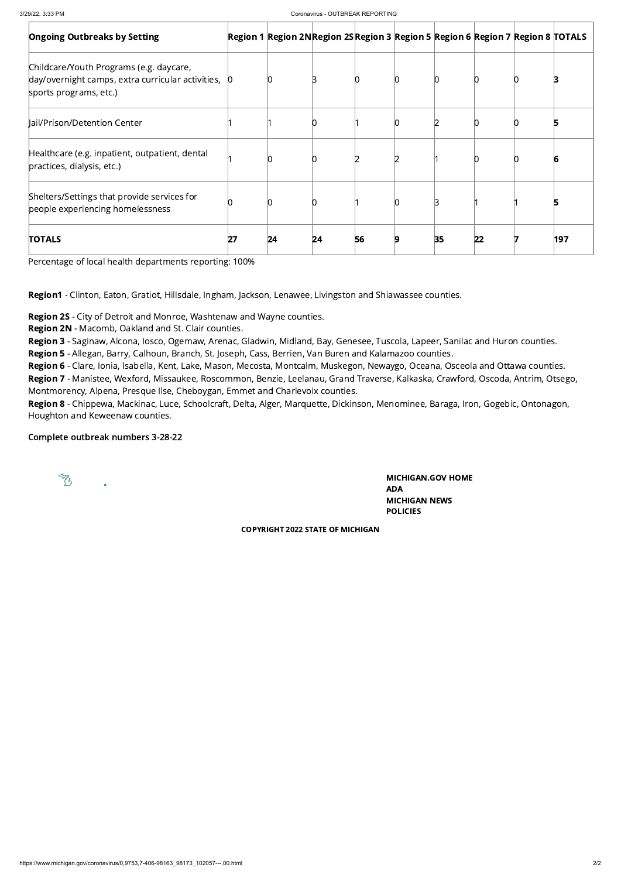| Ongoing Outbreaks by Setting | Region 1 | Region 2N | Region 2S | Region 3 | Region 5 | Region 6 | Region 7 | Region 8 | TOTALS |
|---|---|---|---|---|---|---|---|---|---|
| Childcare/Youth Programs (e.g. daycare, day/overnight camps, extra curricular activities, sports programs, etc.) | 0 | 0 | 3 | 0 | 0 | 0 | 0 | 0 | **3** |
| Jail/Prison/Detention Center | 1 | 1 | 0 | 1 | 0 | 2 | 0 | 0 | **5** |
| Healthcare (e.g. inpatient, outpatient, dental practices, dialysis, etc.) | 1 | 0 | 0 | 2 | 2 | 1 | 0 | 0 | **6** |
| Shelters/Settings that provide services for people experiencing homelessness | 0 | 0 | 0 | 1 | 0 | 3 | 1 | 1 | **5** |
| **TOTALS** | **27** | **24** | **24** | **56** | **9** | **35** | **22** | **7** | **197** |

Percentage of local health departments reporting: 100%

**Region1** - Clinton, Eaton, Gratiot, Hillsdale, Ingham, Jackson, Lenawee, Livingston and Shiawassee counties.

**Region 2S** - City of Detroit and Monroe, Washtenaw and Wayne counties.
**Region 2N** - Macomb, Oakland and St. Clair counties.
**Region 3** - Saginaw, Alcona, Iosco, Ogemaw, Arenac, Gladwin, Midland, Bay, Genesee, Tuscola, Lapeer, Sanilac and Huron counties.
**Region 5** - Allegan, Barry, Calhoun, Branch, St. Joseph, Cass, Berrien, Van Buren and Kalamazoo counties.
**Region 6** - Clare, Ionia, Isabella, Kent, Lake, Mason, Mecosta, Montcalm, Muskegon, Newaygo, Oceana, Osceola and Ottawa counties.
**Region 7** - Manistee, Wexford, Missaukee, Roscommon, Benzie, Leelanau, Grand Traverse, Kalkaska, Crawford, Oscoda, Antrim, Otsego, Montmorency, Alpena, Presque Ilse, Cheboygan, Emmet and Charlevoix counties.
**Region 8** - Chippewa, Mackinac, Luce, Schoolcraft, Delta, Alger, Marquette, Dickinson, Menominee, Baraga, Iron, Gogebic, Ontonagon, Houghton and Keweenaw counties.

**Complete outbreak numbers 3-28-22**

**MICHIGAN.GOV HOME**
**ADA**
**MICHIGAN NEWS**
**POLICIES**

**COPYRIGHT 2022 STATE OF MICHIGAN**